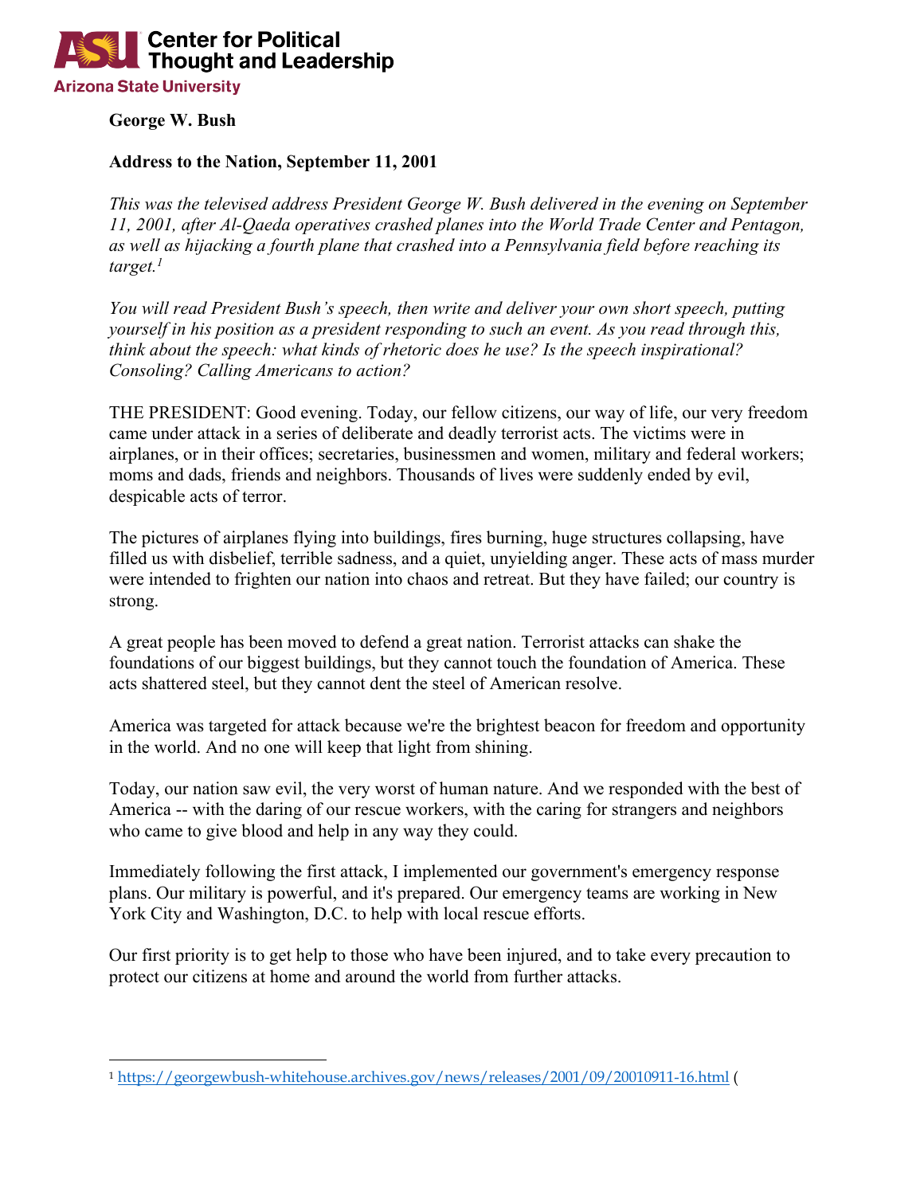**Center for Political Thought and Leadership**
**Arizona State University**

**George W. Bush**

**Address to the Nation, September 11, 2001**

*This was the televised address President George W. Bush delivered in the evening on September 11, 2001, after Al-Qaeda operatives crashed planes into the World Trade Center and Pentagon, as well as hijacking a fourth plane that crashed into a Pennsylvania field before reaching its target.*[1]

*You will read President Bush's speech, then write and deliver your own short speech, putting yourself in his position as a president responding to such an event. As you read through this, think about the speech: what kinds of rhetoric does he use? Is the speech inspirational? Consoling? Calling Americans to action?*

THE PRESIDENT: Good evening. Today, our fellow citizens, our way of life, our very freedom came under attack in a series of deliberate and deadly terrorist acts. The victims were in airplanes, or in their offices; secretaries, businessmen and women, military and federal workers; moms and dads, friends and neighbors. Thousands of lives were suddenly ended by evil, despicable acts of terror.

The pictures of airplanes flying into buildings, fires burning, huge structures collapsing, have filled us with disbelief, terrible sadness, and a quiet, unyielding anger. These acts of mass murder were intended to frighten our nation into chaos and retreat. But they have failed; our country is strong.

A great people has been moved to defend a great nation. Terrorist attacks can shake the foundations of our biggest buildings, but they cannot touch the foundation of America. These acts shattered steel, but they cannot dent the steel of American resolve.

America was targeted for attack because we're the brightest beacon for freedom and opportunity in the world. And no one will keep that light from shining.

Today, our nation saw evil, the very worst of human nature. And we responded with the best of America -- with the daring of our rescue workers, with the caring for strangers and neighbors who came to give blood and help in any way they could.

Immediately following the first attack, I implemented our government's emergency response plans. Our military is powerful, and it's prepared. Our emergency teams are working in New York City and Washington, D.C. to help with local rescue efforts.

Our first priority is to get help to those who have been injured, and to take every precaution to protect our citizens at home and around the world from further attacks.

---

[1] https://georgewbush-whitehouse.archives.gov/news/releases/2001/09/20010911-16.html (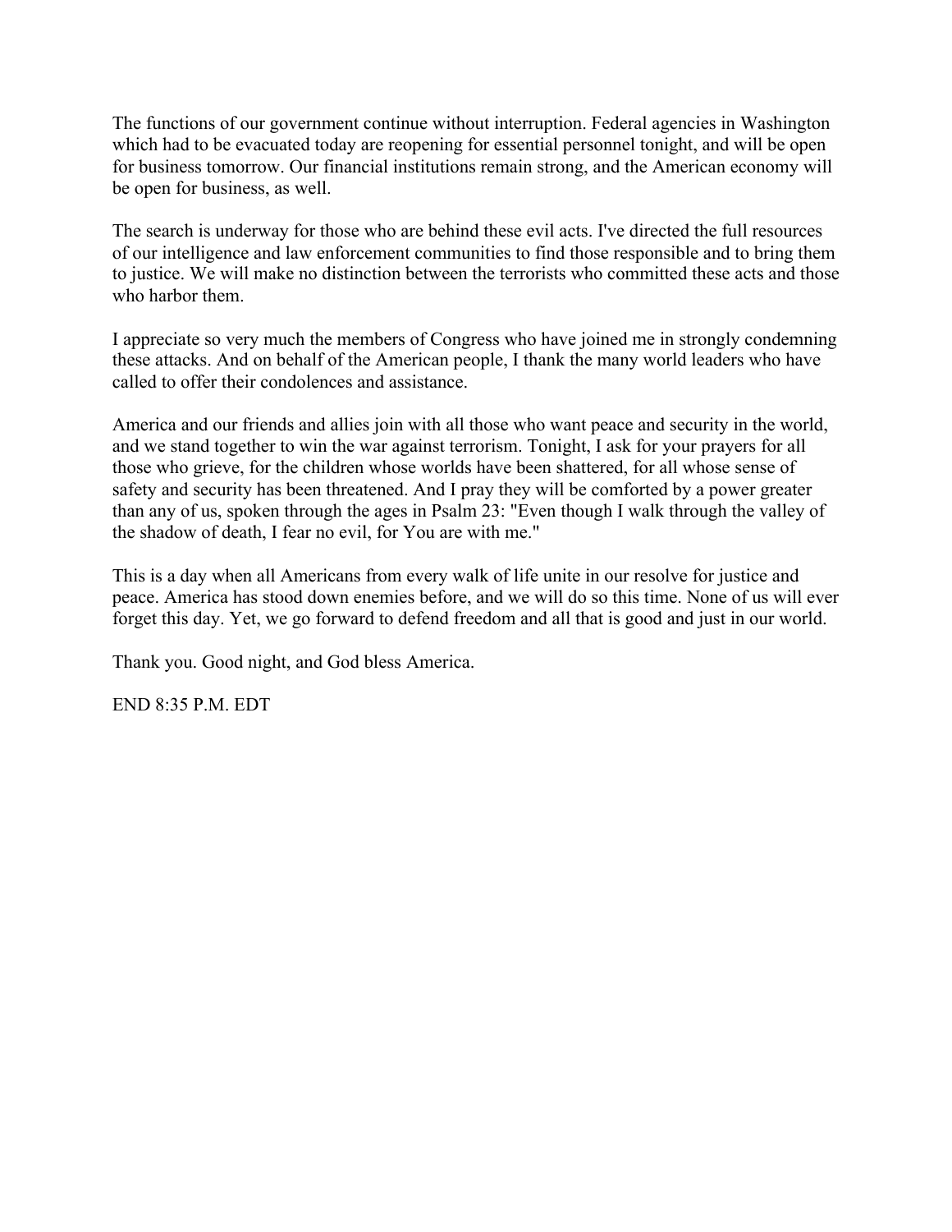The functions of our government continue without interruption. Federal agencies in Washington which had to be evacuated today are reopening for essential personnel tonight, and will be open for business tomorrow. Our financial institutions remain strong, and the American economy will be open for business, as well.

The search is underway for those who are behind these evil acts. I've directed the full resources of our intelligence and law enforcement communities to find those responsible and to bring them to justice. We will make no distinction between the terrorists who committed these acts and those who harbor them.

I appreciate so very much the members of Congress who have joined me in strongly condemning these attacks. And on behalf of the American people, I thank the many world leaders who have called to offer their condolences and assistance.

America and our friends and allies join with all those who want peace and security in the world, and we stand together to win the war against terrorism. Tonight, I ask for your prayers for all those who grieve, for the children whose worlds have been shattered, for all whose sense of safety and security has been threatened. And I pray they will be comforted by a power greater than any of us, spoken through the ages in Psalm 23: "Even though I walk through the valley of the shadow of death, I fear no evil, for You are with me."

This is a day when all Americans from every walk of life unite in our resolve for justice and peace. America has stood down enemies before, and we will do so this time. None of us will ever forget this day. Yet, we go forward to defend freedom and all that is good and just in our world.

Thank you. Good night, and God bless America.

END 8:35 P.M. EDT